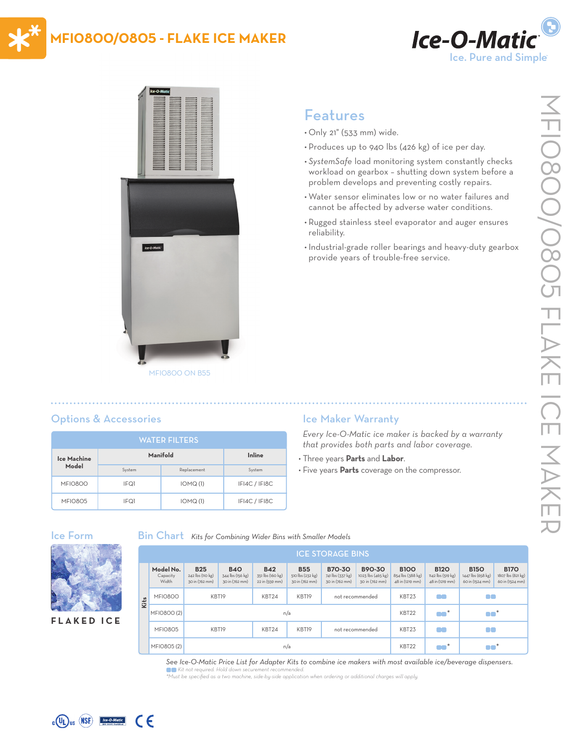# MFI0800/0805 - FLAKE ICE MAKER

Ice-O-Matic
Ice. Pure and Simple

MFI0800 ON B55

## Features

- Only 21" (533 mm) wide.
- Produces up to 940 lbs (426 kg) of ice per day.
- *SystemSafe* load monitoring system constantly checks workload on gearbox – shutting down system before a problem develops and preventing costly repairs.
- Water sensor eliminates low or no water failures and cannot be affected by adverse water conditions.
- Rugged stainless steel evaporator and auger ensures reliability.
- Industrial-grade roller bearings and heavy-duty gearbox provide years of trouble-free service.

## Options & Accessories

| WATER FILTERS | | | |
|---|---|---|---|
| Ice Machine Model | Manifold | | Inline |
| | System | Replacement | System |
| MFI0800 | IFQ1 | IOMQ (1) | IFI4C / IFI8C |
| MFI0805 | IFQ1 | IOMQ (1) | IFI4C / IFI8C |

## Ice Maker Warranty

*Every Ice-O-Matic ice maker is backed by a warranty that provides both parts and labor coverage.*

- Three years **Parts** and **Labor**.
- Five years **Parts** coverage on the compressor.

## Ice Form

FLAKED ICE

## Bin Chart *Kits for Combining Wider Bins with Smaller Models*

| ICE STORAGE BINS | | | | | | | | | | |
|---|---|---|---|---|---|---|---|---|---|---|
| Model No. Capacity Width | B25 242 lbs (110 kg) 30 in (762 mm) | B40 344 lbs (156 kg) 30 in (762 mm) | B42 351 lbs (160 kg) 22 in (559 mm) | B55 510 lbs (232 kg) 30 in (762 mm) | B70-30 741 lbs (337 kg) 30 in (762 mm) | B90-30 1023 lbs (465 kg) 30 in (762 mm) | B100 854 lbs (388 kg) 48 in (1219 mm) | B120 1142 lbs (519 kg) 48 in (1219 mm) | B150 1447 lbs (658 kg) 60 in (1524 mm) | B170 1807 lbs (821 kg) 60 in (1524 mm) |
| MFI0800 | KBT19 | | KBT24 | KBT19 | not recommended | | KBT23 | ▪▪ | ▪▪ | |
| MFI0800 (2) | n/a | | | | | | KBT22 | ▪▪* | ▪▪* | |
| MFI0805 | KBT19 | | KBT24 | KBT19 | not recommended | | KBT23 | ▪▪ | ▪▪ | |
| MFI0805 (2) | n/a | | | | | | KBT22 | ▪▪* | ▪▪* | |

*See Ice-O-Matic Price List for Adapter Kits to combine ice makers with most available ice/beverage dispensers.*

▪▪ *Kit not required. Hold down securement recommended.*

*\*Must be specified as a two machine, side-by-side application when ordering or additional charges will apply.*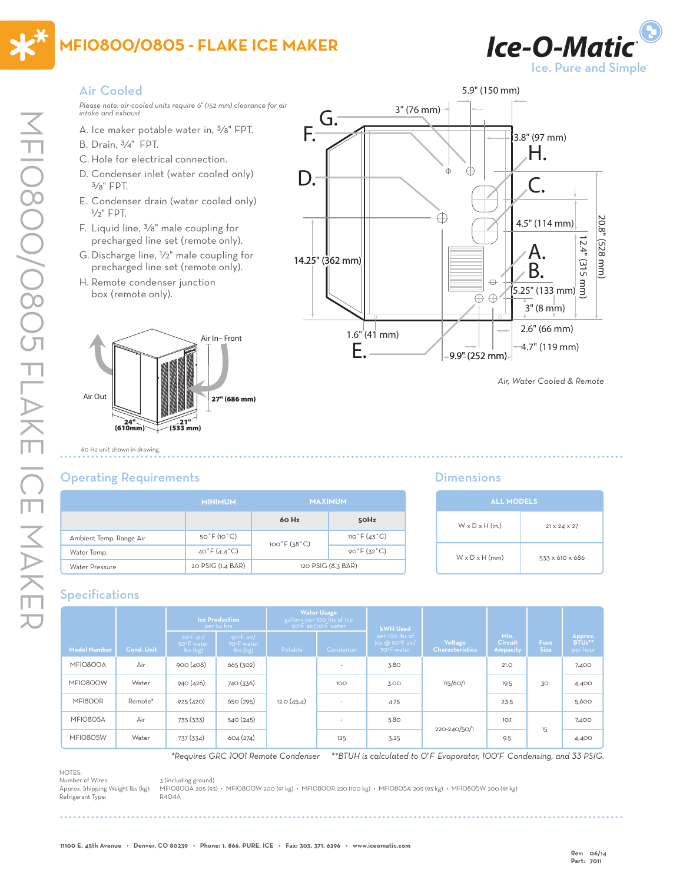# MFI0800/0805 - FLAKE ICE MAKER

Ice-O-Matic
Ice. Pure and Simple

## Air Cooled

*Please note: air-cooled units require 6" (152 mm) clearance for air intake and exhaust.*

A. Ice maker potable water in, 3/8" FPT.
B. Drain, 3/4" FPT.
C. Hole for electrical connection.
D. Condenser inlet (water cooled only) 3/8" FPT.
E. Condenser drain (water cooled only) 1/2" FPT.
F. Liquid line, 3/8" male coupling for precharged line set (remote only).
G. Discharge line, 1/2" male coupling for precharged line set (remote only).
H. Remote condenser junction box (remote only).

5.9" (150 mm)
3" (76 mm)
3.8" (97 mm)
4.5" (114 mm)
20.8" (528 mm)
12.4" (315 mm)
14.25" (362 mm)
5.25" (133 mm)
3" (8 mm)
2.6" (66 mm)
4.7" (119 mm)
1.6" (41 mm)
9.9" (252 mm)

Air, Water Cooled & Remote

Air In– Front
Air Out
27" (686 mm)
24" (610mm)
21" (533 mm)

60 Hz unit shown in drawing.

## Operating Requirements

| | MINIMUM | MAXIMUM | |
|---|---|---|---|
| | | 60 Hz | 50Hz |
| Ambient Temp. Range Air | 50˚F (10˚C) | 100˚F (38˚C) | 110˚F (43˚C) |
| Water Temp. | 40˚F (4.4˚C) | | 90˚F (32˚C) |
| Water Pressure | 20 PSIG (1.4 BAR) | 120 PSIG (8.3 BAR) | |

## Dimensions

| ALL MODELS | |
|---|---|
| W x D x H (in.) | 21 x 24 x 27 |
| W x D x H (mm) | 533 x 610 x 686 |

## Specifications

| Model Number | Cond. Unit | Ice Production per 24 hrs: 70°F air/ 50°F water lbs (kg) | 90°F air/ 70°F water lbs (kg) | Water Usage gallons per 100 lbs of ice 90°F air/70°F water: Potable | Condenser | kWH Used per 100 lbs of ice @ 90°F air/ 70°F water | Voltage Characteristics | Min. Circuit Ampacity | Fuse Size | Approx. BTUs** per hour |
|---|---|---|---|---|---|---|---|---|---|---|
| MFI0800A | Air | 900 (408) | 665 (302) | 12.0 (45.4) | - | 3.80 | 115/60/1 | 21.0 | 30 | 7,400 |
| MFI0800W | Water | 940 (426) | 740 (336) | | 100 | 3.00 | | 19.5 | | 4,400 |
| MFI800R | Remote* | 925 (420) | 650 (295) | | - | 4.75 | | 23.5 | | 5,600 |
| MFI0805A | Air | 735 (333) | 540 (245) | | - | 3.80 | 220-240/50/1 | 10.1 | 15 | 7,400 |
| MFI0805W | Water | 737 (334) | 604 (274) | | 125 | 3.25 | | 9.5 | | 4,400 |

*Requires GRC 1001 Remote Condenser   **BTUH is calculated to 0˚F Evaporator, 100˚F Condensing, and 33 PSIG.

NOTES:
Number of Wires: 3 (including ground)
Approx. Shipping Weight lbs (kg): MFI0800A 205 (93) • MFI0800W 200 (91 kg) • MFI0800R 220 (100 kg) • MFI0805A 205 (93 kg) • MFI0805W 200 (91 kg)
Refrigerant Type: R404A

11100 E. 45th Avenue • Denver, CO 80239 • Phone: 1. 866. PURE. ICE • Fax: 303. 371. 6296 • www.iceomatic.com

Rev: 06/14
Part: 7011